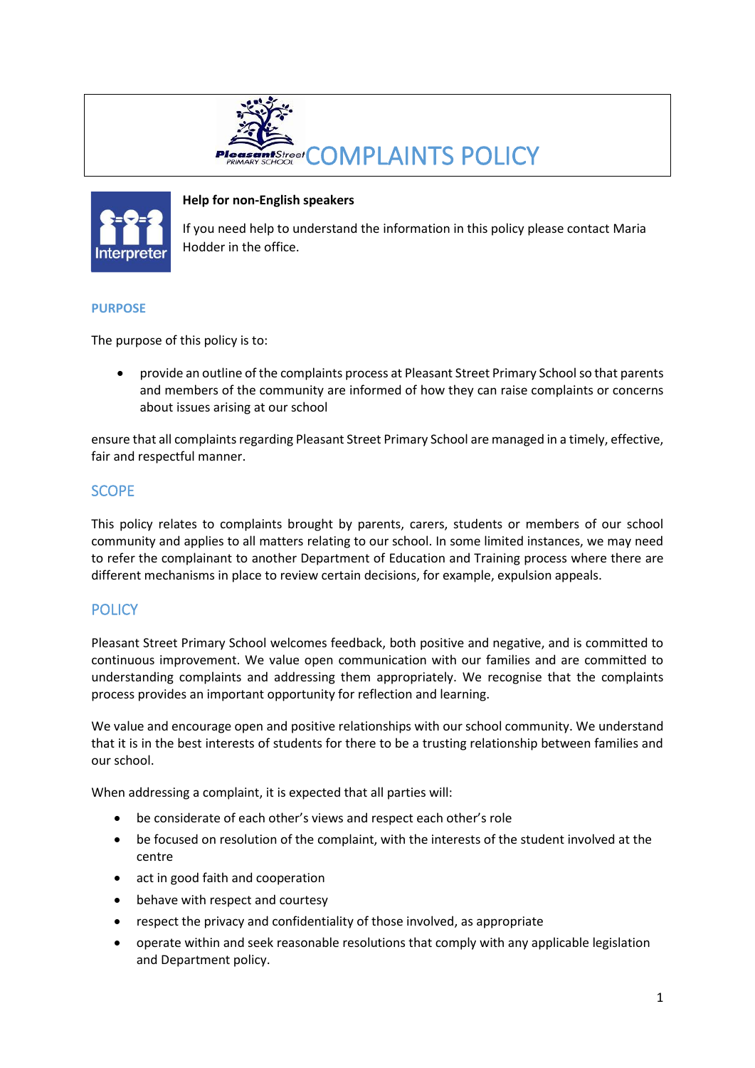# COMPLAINTS POLICY

**Help for non-English speakers**

If you need help to understand the information in this policy please contact Maria Hodder in the office.

## PURPOSE

The purpose of this policy is to:

- provide an outline of the complaints process at Pleasant Street Primary School so that parents and members of the community are informed of how they can raise complaints or concerns about issues arising at our school

ensure that all complaints regarding Pleasant Street Primary School are managed in a timely, effective, fair and respectful manner.

## SCOPE

This policy relates to complaints brought by parents, carers, students or members of our school community and applies to all matters relating to our school. In some limited instances, we may need to refer the complainant to another Department of Education and Training process where there are different mechanisms in place to review certain decisions, for example, expulsion appeals.

## POLICY

Pleasant Street Primary School welcomes feedback, both positive and negative, and is committed to continuous improvement. We value open communication with our families and are committed to understanding complaints and addressing them appropriately. We recognise that the complaints process provides an important opportunity for reflection and learning.

We value and encourage open and positive relationships with our school community. We understand that it is in the best interests of students for there to be a trusting relationship between families and our school.

When addressing a complaint, it is expected that all parties will:

- be considerate of each other's views and respect each other's role
- be focused on resolution of the complaint, with the interests of the student involved at the centre
- act in good faith and cooperation
- behave with respect and courtesy
- respect the privacy and confidentiality of those involved, as appropriate
- operate within and seek reasonable resolutions that comply with any applicable legislation and Department policy.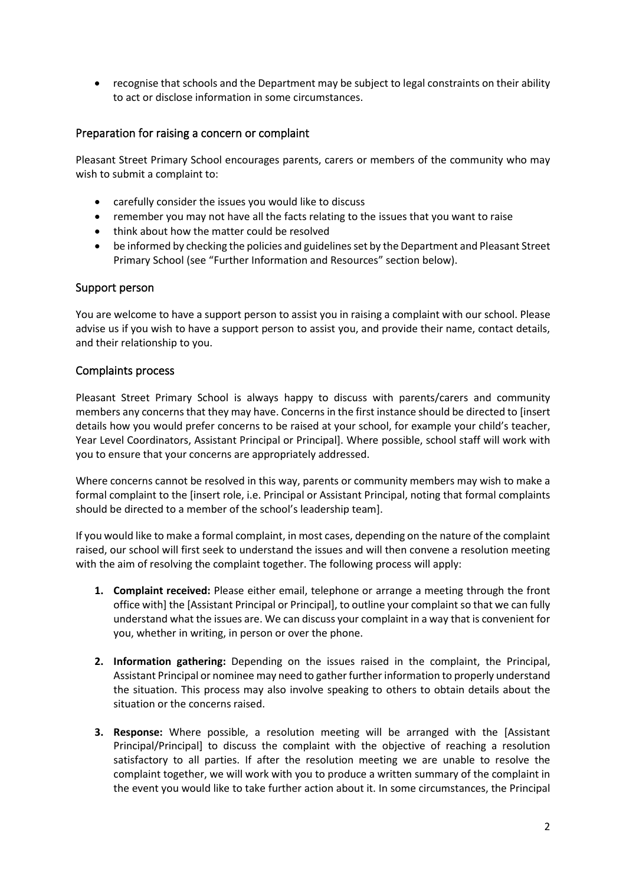- recognise that schools and the Department may be subject to legal constraints on their ability to act or disclose information in some circumstances.

## Preparation for raising a concern or complaint

Pleasant Street Primary School encourages parents, carers or members of the community who may wish to submit a complaint to:

- carefully consider the issues you would like to discuss
- remember you may not have all the facts relating to the issues that you want to raise
- think about how the matter could be resolved
- be informed by checking the policies and guidelines set by the Department and Pleasant Street Primary School (see "Further Information and Resources" section below).

## Support person

You are welcome to have a support person to assist you in raising a complaint with our school. Please advise us if you wish to have a support person to assist you, and provide their name, contact details, and their relationship to you.

## Complaints process

Pleasant Street Primary School is always happy to discuss with parents/carers and community members any concerns that they may have. Concerns in the first instance should be directed to [insert details how you would prefer concerns to be raised at your school, for example your child's teacher, Year Level Coordinators, Assistant Principal or Principal]. Where possible, school staff will work with you to ensure that your concerns are appropriately addressed.

Where concerns cannot be resolved in this way, parents or community members may wish to make a formal complaint to the [insert role, i.e. Principal or Assistant Principal, noting that formal complaints should be directed to a member of the school's leadership team].

If you would like to make a formal complaint, in most cases, depending on the nature of the complaint raised, our school will first seek to understand the issues and will then convene a resolution meeting with the aim of resolving the complaint together. The following process will apply:

1. **Complaint received:** Please either email, telephone or arrange a meeting through the front office with] the [Assistant Principal or Principal], to outline your complaint so that we can fully understand what the issues are. We can discuss your complaint in a way that is convenient for you, whether in writing, in person or over the phone.

2. **Information gathering:** Depending on the issues raised in the complaint, the Principal, Assistant Principal or nominee may need to gather further information to properly understand the situation. This process may also involve speaking to others to obtain details about the situation or the concerns raised.

3. **Response:** Where possible, a resolution meeting will be arranged with the [Assistant Principal/Principal] to discuss the complaint with the objective of reaching a resolution satisfactory to all parties. If after the resolution meeting we are unable to resolve the complaint together, we will work with you to produce a written summary of the complaint in the event you would like to take further action about it. In some circumstances, the Principal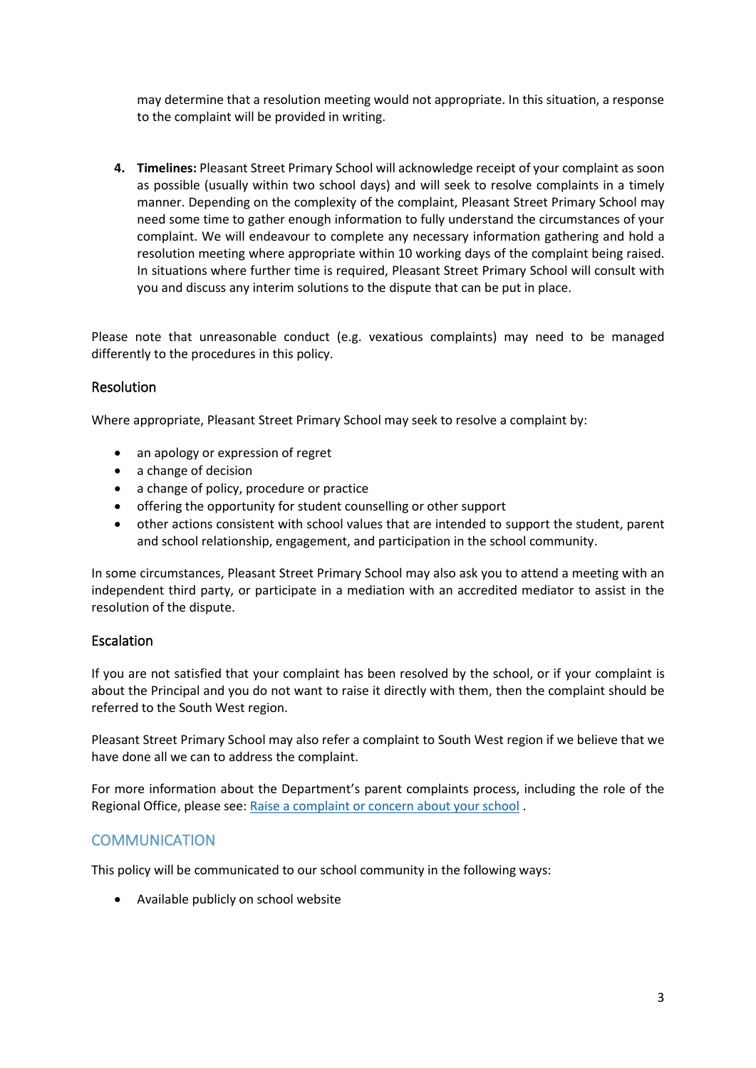may determine that a resolution meeting would not appropriate. In this situation, a response to the complaint will be provided in writing.

4. **Timelines:** Pleasant Street Primary School will acknowledge receipt of your complaint as soon as possible (usually within two school days) and will seek to resolve complaints in a timely manner. Depending on the complexity of the complaint, Pleasant Street Primary School may need some time to gather enough information to fully understand the circumstances of your complaint. We will endeavour to complete any necessary information gathering and hold a resolution meeting where appropriate within 10 working days of the complaint being raised. In situations where further time is required, Pleasant Street Primary School will consult with you and discuss any interim solutions to the dispute that can be put in place.

Please note that unreasonable conduct (e.g. vexatious complaints) may need to be managed differently to the procedures in this policy.

### Resolution

Where appropriate, Pleasant Street Primary School may seek to resolve a complaint by:

- an apology or expression of regret
- a change of decision
- a change of policy, procedure or practice
- offering the opportunity for student counselling or other support
- other actions consistent with school values that are intended to support the student, parent and school relationship, engagement, and participation in the school community.

In some circumstances, Pleasant Street Primary School may also ask you to attend a meeting with an independent third party, or participate in a mediation with an accredited mediator to assist in the resolution of the dispute.

### Escalation

If you are not satisfied that your complaint has been resolved by the school, or if your complaint is about the Principal and you do not want to raise it directly with them, then the complaint should be referred to the South West region.

Pleasant Street Primary School may also refer a complaint to South West region if we believe that we have done all we can to address the complaint.

For more information about the Department's parent complaints process, including the role of the Regional Office, please see: Raise a complaint or concern about your school .

## COMMUNICATION

This policy will be communicated to our school community in the following ways:

- Available publicly on school website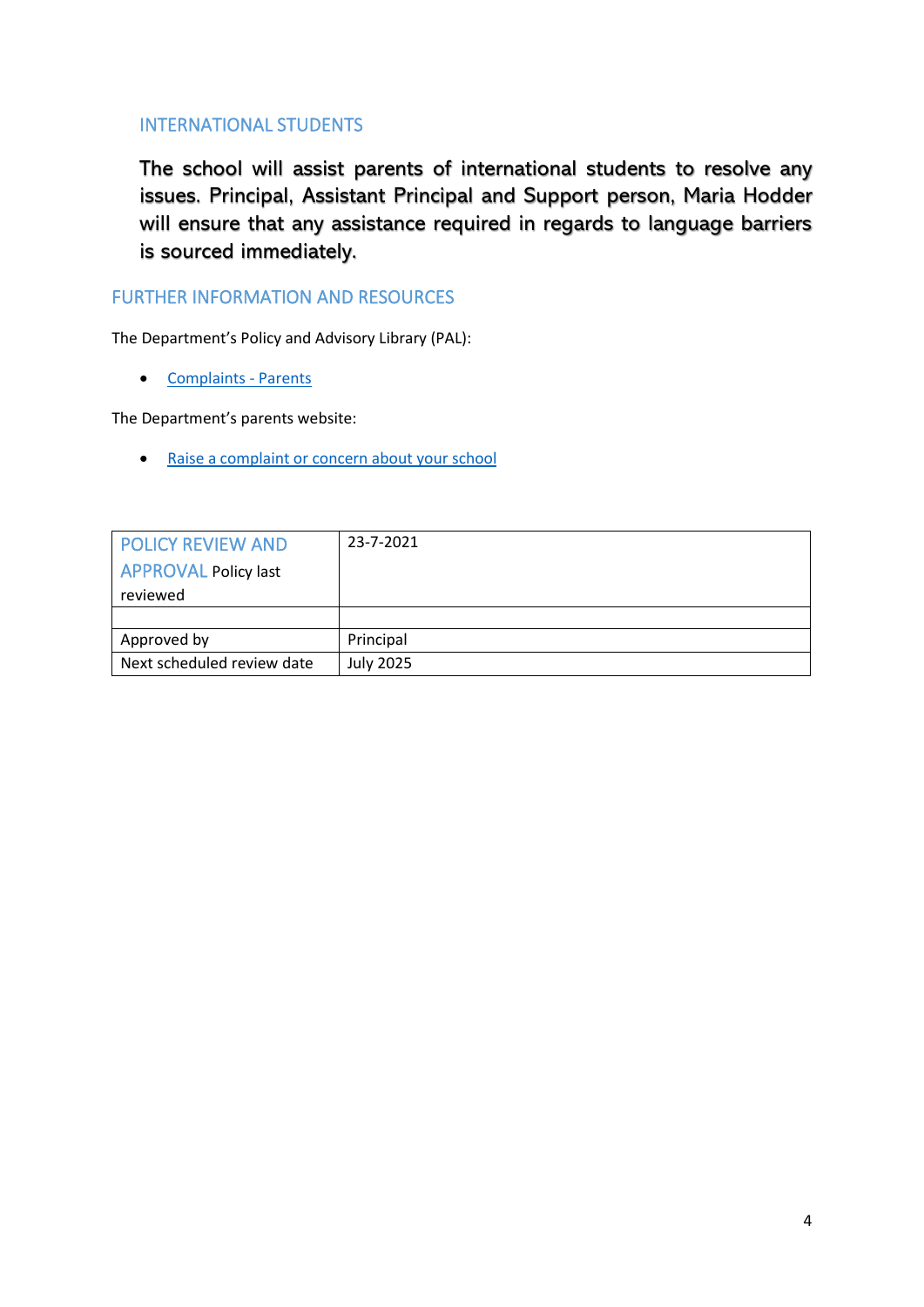## INTERNATIONAL STUDENTS

The school will assist parents of international students to resolve any issues. Principal, Assistant Principal and Support person, Maria Hodder will ensure that any assistance required in regards to language barriers is sourced immediately.

## FURTHER INFORMATION AND RESOURCES

The Department's Policy and Advisory Library (PAL):

- Complaints - Parents

The Department's parents website:

- Raise a complaint or concern about your school

| | |
|---|---|
| POLICY REVIEW AND APPROVAL Policy last reviewed | 23-7-2021 |
| | |
| Approved by | Principal |
| Next scheduled review date | July 2025 |